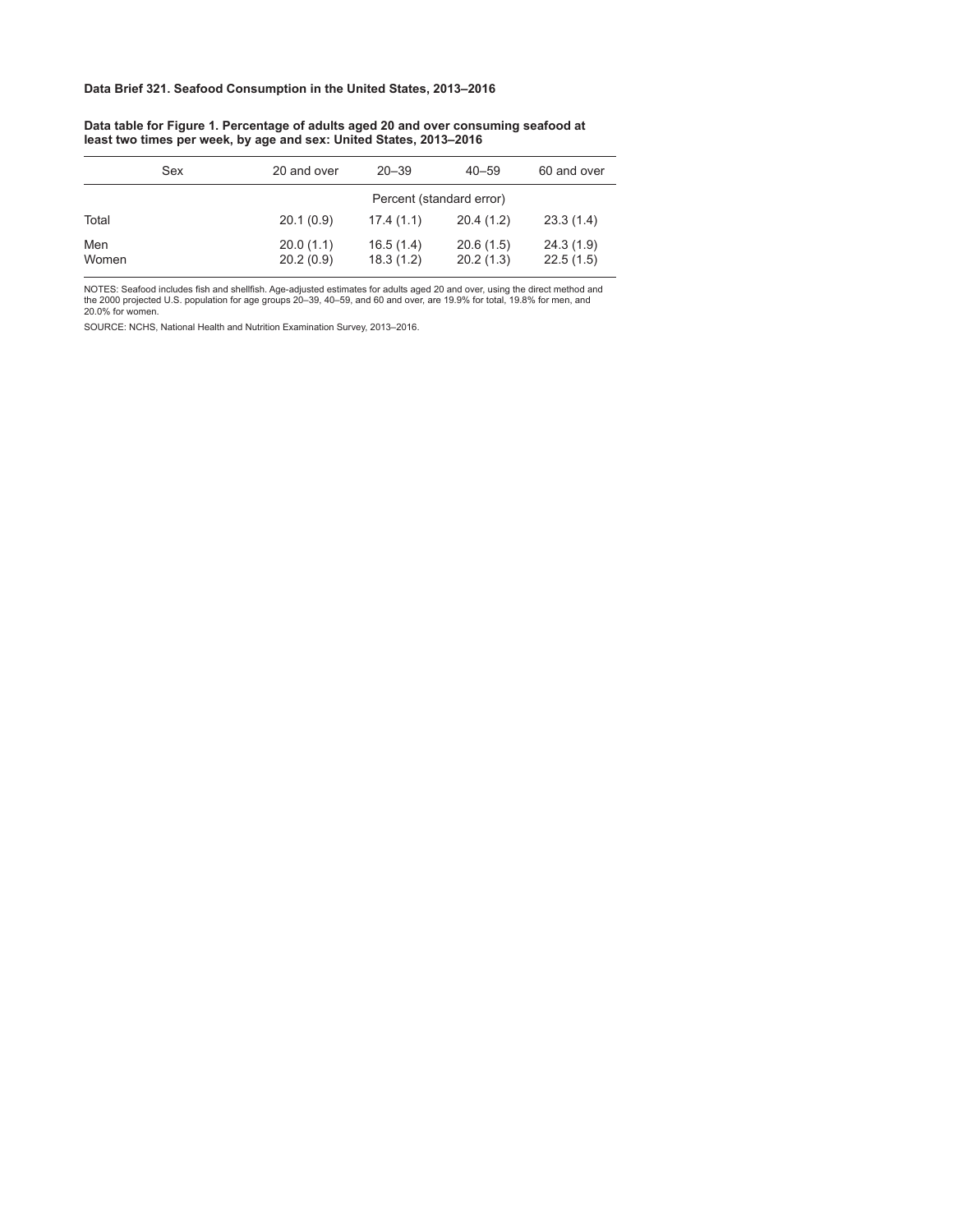**Data Brief 321. Seafood Consumption in the United States, 2013–2016**

**Data table for Figure 1. Percentage of adults aged 20 and over consuming seafood at least two times per week, by age and sex: United States, 2013–2016**

| Sex | 20 and over | 20–39 | 40–59 | 60 and over |
|---|---|---|---|---|
| | Percent (standard error) | | | |
| Total | 20.1 (0.9) | 17.4 (1.1) | 20.4 (1.2) | 23.3 (1.4) |
| Men | 20.0 (1.1) | 16.5 (1.4) | 20.6 (1.5) | 24.3 (1.9) |
| Women | 20.2 (0.9) | 18.3 (1.2) | 20.2 (1.3) | 22.5 (1.5) |

NOTES: Seafood includes fish and shellfish. Age-adjusted estimates for adults aged 20 and over, using the direct method and the 2000 projected U.S. population for age groups 20–39, 40–59, and 60 and over, are 19.9% for total, 19.8% for men, and 20.0% for women.

SOURCE: NCHS, National Health and Nutrition Examination Survey, 2013–2016.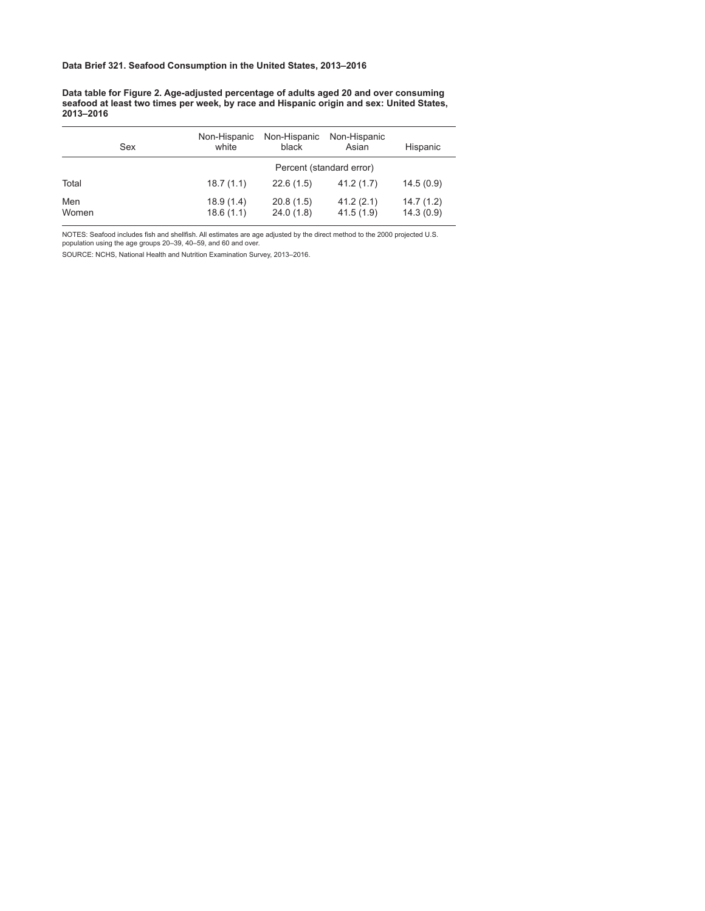**Data Brief 321. Seafood Consumption in the United States, 2013–2016**

**Data table for Figure 2. Age-adjusted percentage of adults aged 20 and over consuming seafood at least two times per week, by race and Hispanic origin and sex: United States, 2013–2016**

| Sex | Non-Hispanic white | Non-Hispanic black | Non-Hispanic Asian | Hispanic |
|---|---|---|---|---|
| | Percent (standard error) | | | |
| Total | 18.7 (1.1) | 22.6 (1.5) | 41.2 (1.7) | 14.5 (0.9) |
| Men | 18.9 (1.4) | 20.8 (1.5) | 41.2 (2.1) | 14.7 (1.2) |
| Women | 18.6 (1.1) | 24.0 (1.8) | 41.5 (1.9) | 14.3 (0.9) |

NOTES: Seafood includes fish and shellfish. All estimates are age adjusted by the direct method to the 2000 projected U.S. population using the age groups 20–39, 40–59, and 60 and over.

SOURCE: NCHS, National Health and Nutrition Examination Survey, 2013–2016.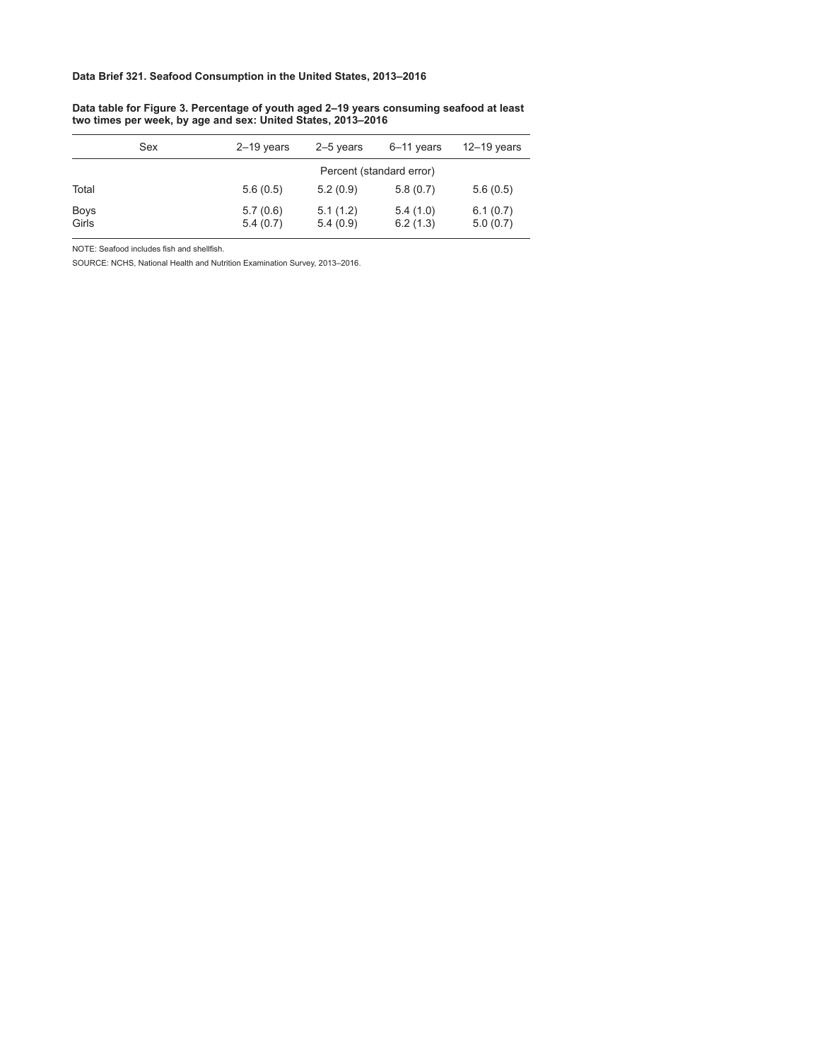**Data Brief 321. Seafood Consumption in the United States, 2013–2016**

**Data table for Figure 3. Percentage of youth aged 2–19 years consuming seafood at least two times per week, by age and sex: United States, 2013–2016**

| Sex | 2–19 years | 2–5 years | 6–11 years | 12–19 years |
|---|---|---|---|---|
| | Percent (standard error) | | | |
| Total | 5.6 (0.5) | 5.2 (0.9) | 5.8 (0.7) | 5.6 (0.5) |
| Boys | 5.7 (0.6) | 5.1 (1.2) | 5.4 (1.0) | 6.1 (0.7) |
| Girls | 5.4 (0.7) | 5.4 (0.9) | 6.2 (1.3) | 5.0 (0.7) |

NOTE: Seafood includes fish and shellfish.

SOURCE: NCHS, National Health and Nutrition Examination Survey, 2013–2016.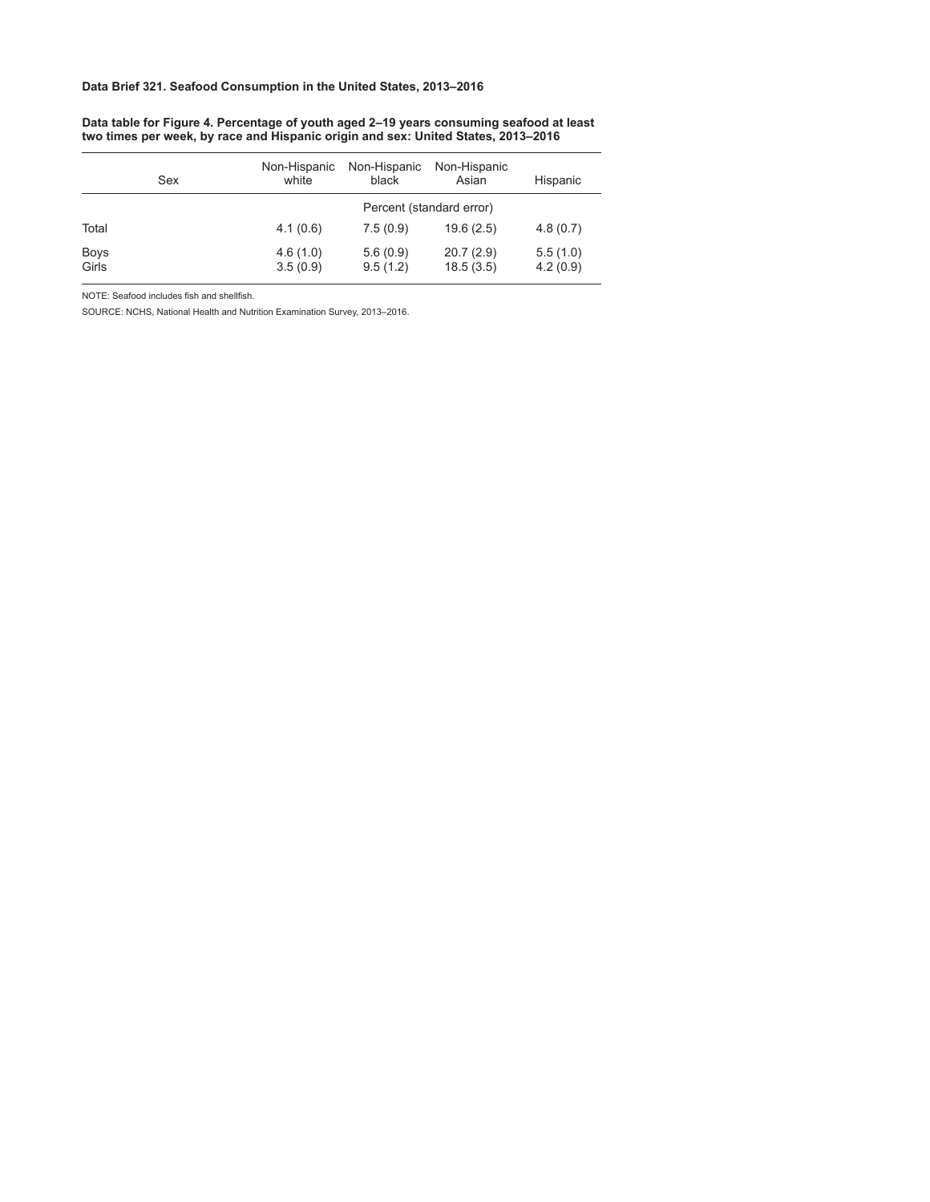**Data Brief 321. Seafood Consumption in the United States, 2013–2016**

**Data table for Figure 4. Percentage of youth aged 2–19 years consuming seafood at least two times per week, by race and Hispanic origin and sex: United States, 2013–2016**

| Sex | Non-Hispanic white | Non-Hispanic black | Non-Hispanic Asian | Hispanic |
|---|---|---|---|---|
| | Percent (standard error) | | | |
| Total | 4.1 (0.6) | 7.5 (0.9) | 19.6 (2.5) | 4.8 (0.7) |
| Boys | 4.6 (1.0) | 5.6 (0.9) | 20.7 (2.9) | 5.5 (1.0) |
| Girls | 3.5 (0.9) | 9.5 (1.2) | 18.5 (3.5) | 4.2 (0.9) |

NOTE: Seafood includes fish and shellfish.

SOURCE: NCHS, National Health and Nutrition Examination Survey, 2013–2016.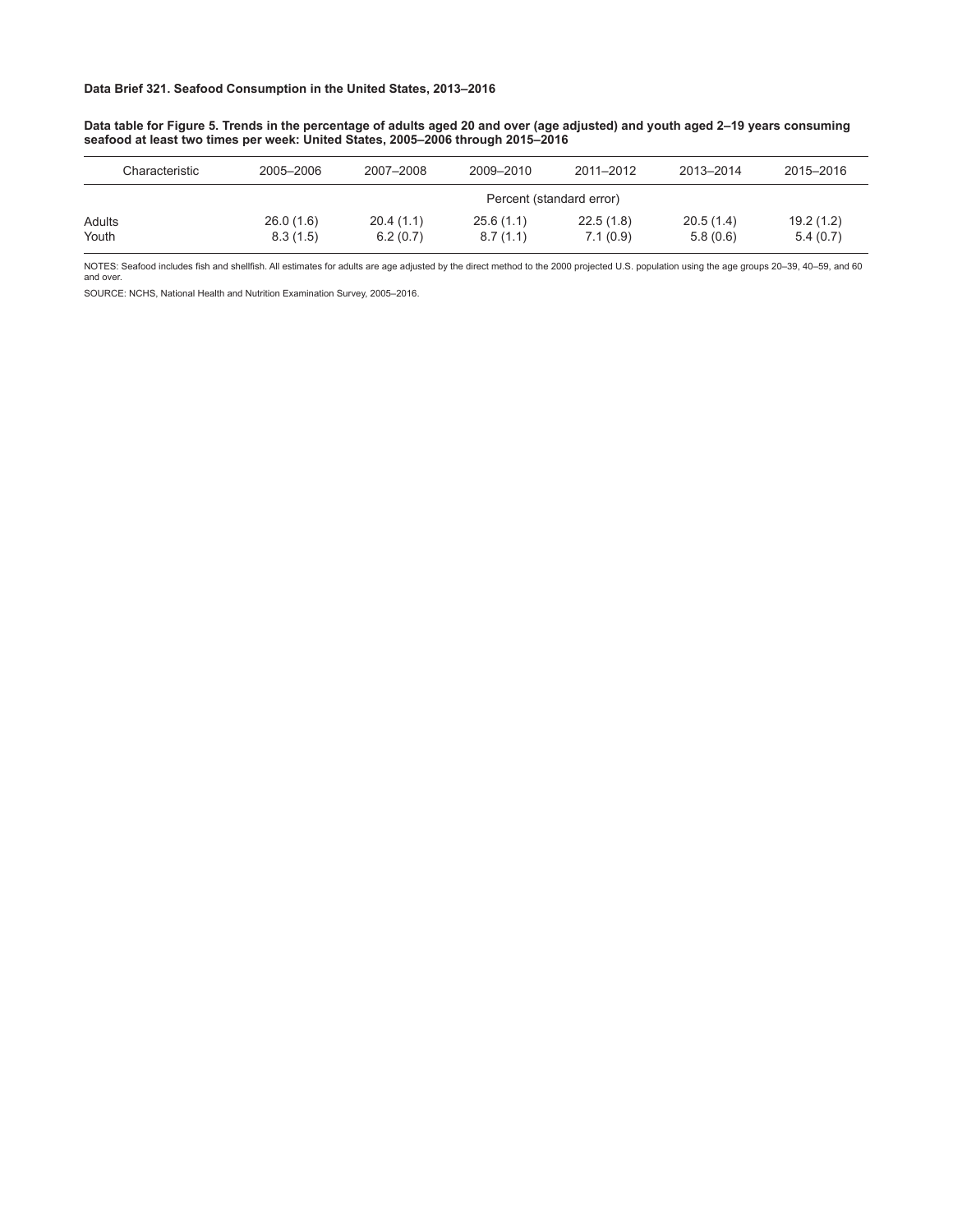**Data Brief 321. Seafood Consumption in the United States, 2013–2016**

**Data table for Figure 5. Trends in the percentage of adults aged 20 and over (age adjusted) and youth aged 2–19 years consuming seafood at least two times per week: United States, 2005–2006 through 2015–2016**

| Characteristic | 2005–2006 | 2007–2008 | 2009–2010 | 2011–2012 | 2013–2014 | 2015–2016 |
|---|---|---|---|---|---|---|
| | Percent (standard error) | | | | | |
| Adults | 26.0 (1.6) | 20.4 (1.1) | 25.6 (1.1) | 22.5 (1.8) | 20.5 (1.4) | 19.2 (1.2) |
| Youth | 8.3 (1.5) | 6.2 (0.7) | 8.7 (1.1) | 7.1 (0.9) | 5.8 (0.6) | 5.4 (0.7) |

NOTES: Seafood includes fish and shellfish. All estimates for adults are age adjusted by the direct method to the 2000 projected U.S. population using the age groups 20–39, 40–59, and 60 and over.

SOURCE: NCHS, National Health and Nutrition Examination Survey, 2005–2016.